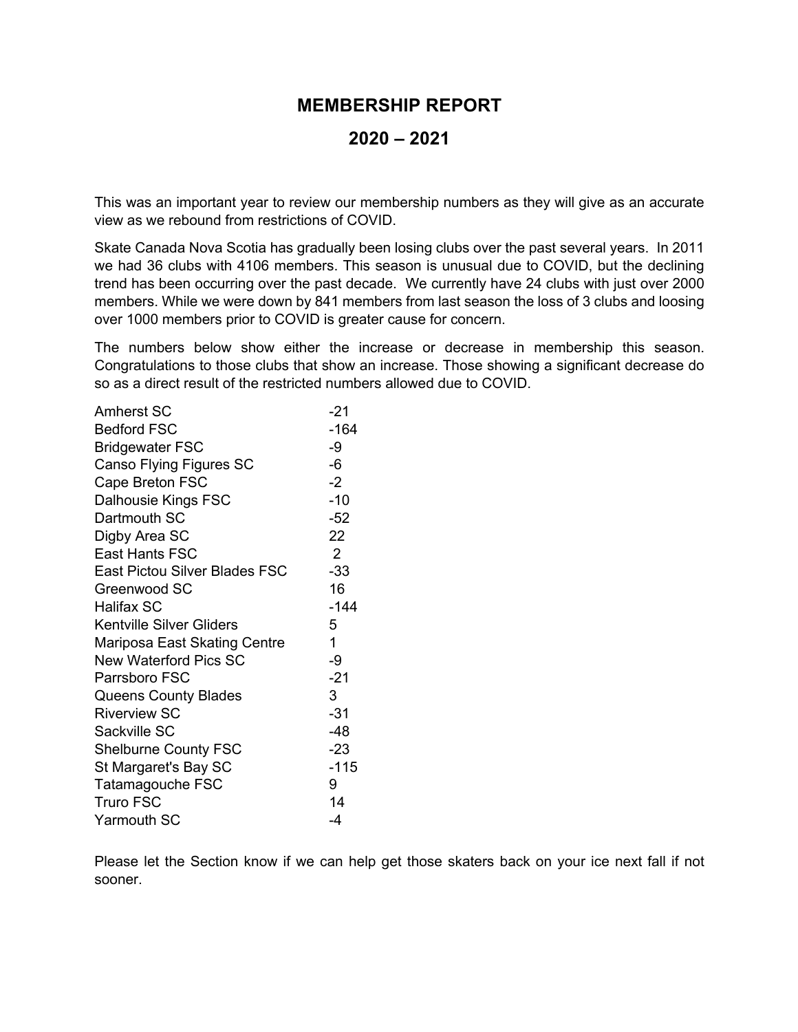# MEMBERSHIP REPORT

# 2020 – 2021

This was an important year to review our membership numbers as they will give as an accurate view as we rebound from restrictions of COVID.

Skate Canada Nova Scotia has gradually been losing clubs over the past several years. In 2011 we had 36 clubs with 4106 members. This season is unusual due to COVID, but the declining trend has been occurring over the past decade. We currently have 24 clubs with just over 2000 members. While we were down by 841 members from last season the loss of 3 clubs and loosing over 1000 members prior to COVID is greater cause for concern.

The numbers below show either the increase or decrease in membership this season. Congratulations to those clubs that show an increase. Those showing a significant decrease do so as a direct result of the restricted numbers allowed due to COVID.

| | |
|---|---|
| Amherst SC | -21 |
| Bedford FSC | -164 |
| Bridgewater FSC | -9 |
| Canso Flying Figures SC | -6 |
| Cape Breton FSC | -2 |
| Dalhousie Kings FSC | -10 |
| Dartmouth SC | -52 |
| Digby Area SC | 22 |
| East Hants FSC | 2 |
| East Pictou Silver Blades FSC | -33 |
| Greenwood SC | 16 |
| Halifax SC | -144 |
| Kentville Silver Gliders | 5 |
| Mariposa East Skating Centre | 1 |
| New Waterford Pics SC | -9 |
| Parrsboro FSC | -21 |
| Queens County Blades | 3 |
| Riverview SC | -31 |
| Sackville SC | -48 |
| Shelburne County FSC | -23 |
| St Margaret's Bay SC | -115 |
| Tatamagouche FSC | 9 |
| Truro FSC | 14 |
| Yarmouth SC | -4 |

Please let the Section know if we can help get those skaters back on your ice next fall if not sooner.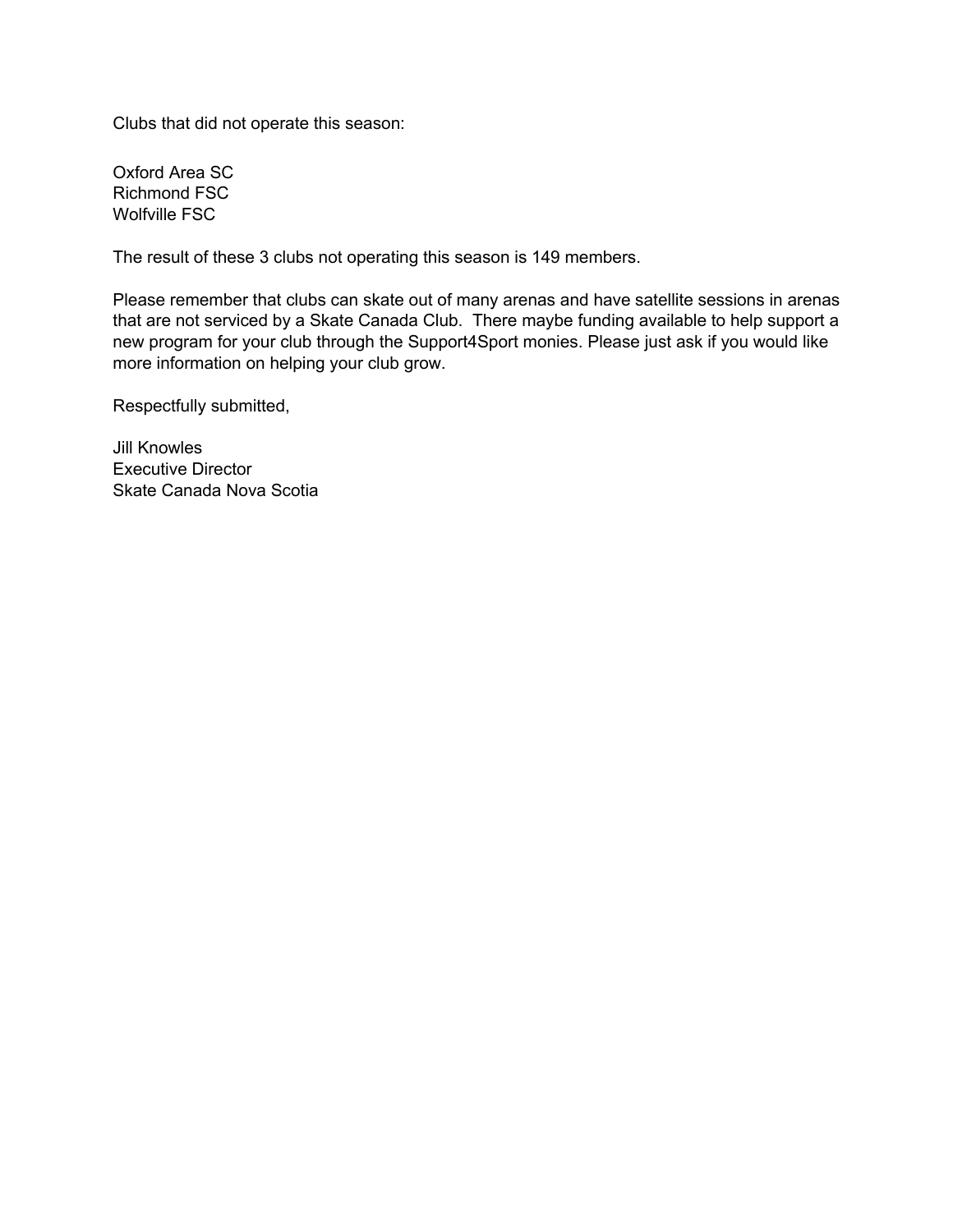Clubs that did not operate this season:

Oxford Area SC
Richmond FSC
Wolfville FSC

The result of these 3 clubs not operating this season is 149 members.

Please remember that clubs can skate out of many arenas and have satellite sessions in arenas that are not serviced by a Skate Canada Club. There maybe funding available to help support a new program for your club through the Support4Sport monies. Please just ask if you would like more information on helping your club grow.

Respectfully submitted,

Jill Knowles
Executive Director
Skate Canada Nova Scotia